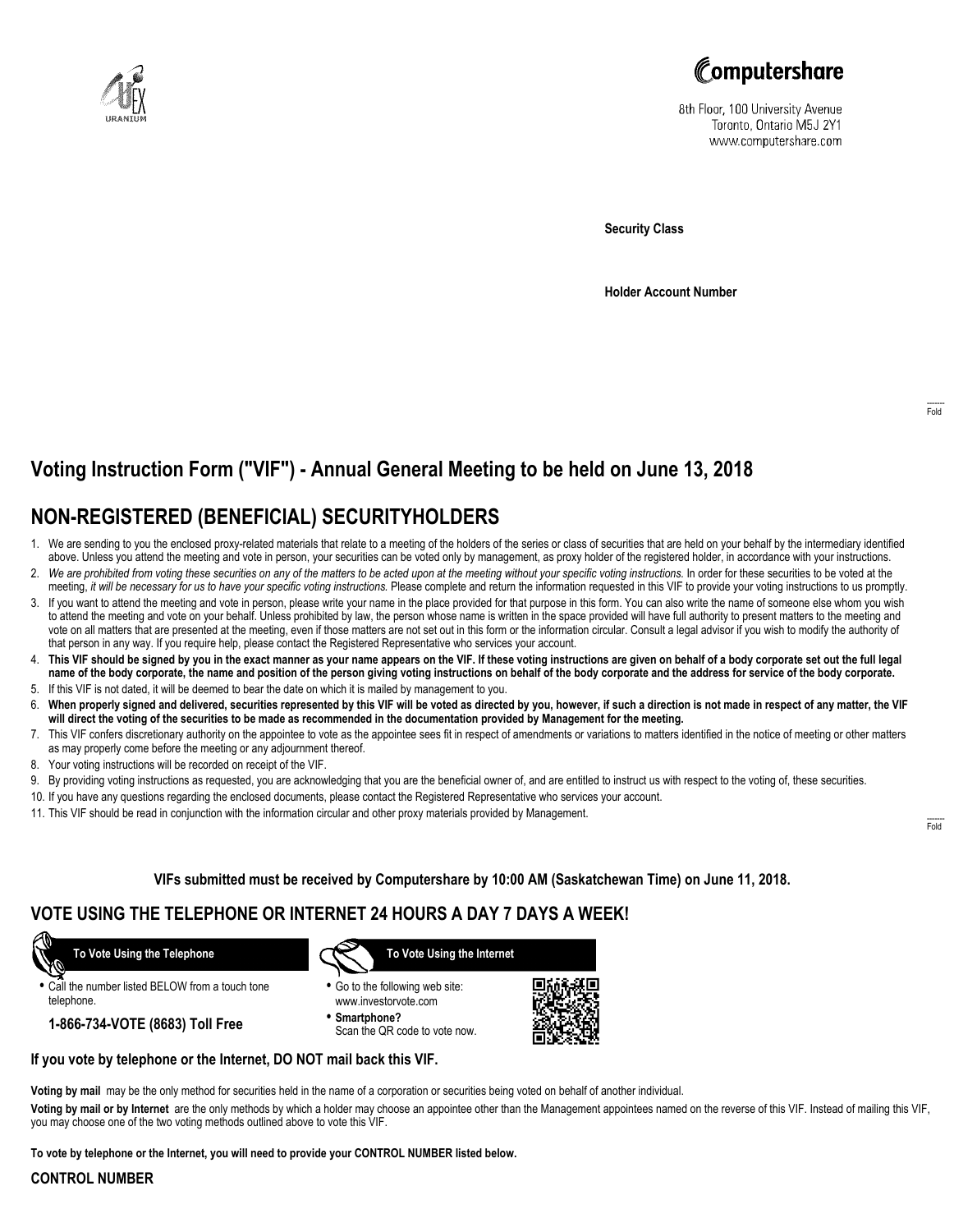Computershare

8th Floor, 100 University Avenue
Toronto, Ontario M5J 2Y1
www.computershare.com

**Security Class**

**Holder Account Number**

Fold

# Voting Instruction Form ("VIF") - Annual General Meeting to be held on June 13, 2018

## NON-REGISTERED (BENEFICIAL) SECURITYHOLDERS

1. We are sending to you the enclosed proxy-related materials that relate to a meeting of the holders of the series or class of securities that are held on your behalf by the intermediary identified above. Unless you attend the meeting and vote in person, your securities can be voted only by management, as proxy holder of the registered holder, in accordance with your instructions.
2. *We are prohibited from voting these securities on any of the matters to be acted upon at the meeting without your specific voting instructions.* In order for these securities to be voted at the meeting, *it will be necessary for us to have your specific voting instructions.* Please complete and return the information requested in this VIF to provide your voting instructions to us promptly.
3. If you want to attend the meeting and vote in person, please write your name in the place provided for that purpose in this form. You can also write the name of someone else whom you wish to attend the meeting and vote on your behalf. Unless prohibited by law, the person whose name is written in the space provided will have full authority to present matters to the meeting and vote on all matters that are presented at the meeting, even if those matters are not set out in this form or the information circular. Consult a legal advisor if you wish to modify the authority of that person in any way. If you require help, please contact the Registered Representative who services your account.
4. **This VIF should be signed by you in the exact manner as your name appears on the VIF. If these voting instructions are given on behalf of a body corporate set out the full legal name of the body corporate, the name and position of the person giving voting instructions on behalf of the body corporate and the address for service of the body corporate.**
5. If this VIF is not dated, it will be deemed to bear the date on which it is mailed by management to you.
6. **When properly signed and delivered, securities represented by this VIF will be voted as directed by you, however, if such a direction is not made in respect of any matter, the VIF will direct the voting of the securities to be made as recommended in the documentation provided by Management for the meeting.**
7. This VIF confers discretionary authority on the appointee to vote as the appointee sees fit in respect of amendments or variations to matters identified in the notice of meeting or other matters as may properly come before the meeting or any adjournment thereof.
8. Your voting instructions will be recorded on receipt of the VIF.
9. By providing voting instructions as requested, you are acknowledging that you are the beneficial owner of, and are entitled to instruct us with respect to the voting of, these securities.
10. If you have any questions regarding the enclosed documents, please contact the Registered Representative who services your account.
11. This VIF should be read in conjunction with the information circular and other proxy materials provided by Management.

Fold

**VIFs submitted must be received by Computershare by 10:00 AM (Saskatchewan Time) on June 11, 2018.**

## VOTE USING THE TELEPHONE OR INTERNET 24 HOURS A DAY 7 DAYS A WEEK!

**To Vote Using the Telephone**

- Call the number listed BELOW from a touch tone telephone.

**1-866-734-VOTE (8683) Toll Free**

**To Vote Using the Internet**

- Go to the following web site: www.investorvote.com
- **Smartphone?** Scan the QR code to vote now.

**If you vote by telephone or the Internet, DO NOT mail back this VIF.**

**Voting by mail** may be the only method for securities held in the name of a corporation or securities being voted on behalf of another individual.

**Voting by mail or by Internet** are the only methods by which a holder may choose an appointee other than the Management appointees named on the reverse of this VIF. Instead of mailing this VIF, you may choose one of the two voting methods outlined above to vote this VIF.

**To vote by telephone or the Internet, you will need to provide your CONTROL NUMBER listed below.**

**CONTROL NUMBER**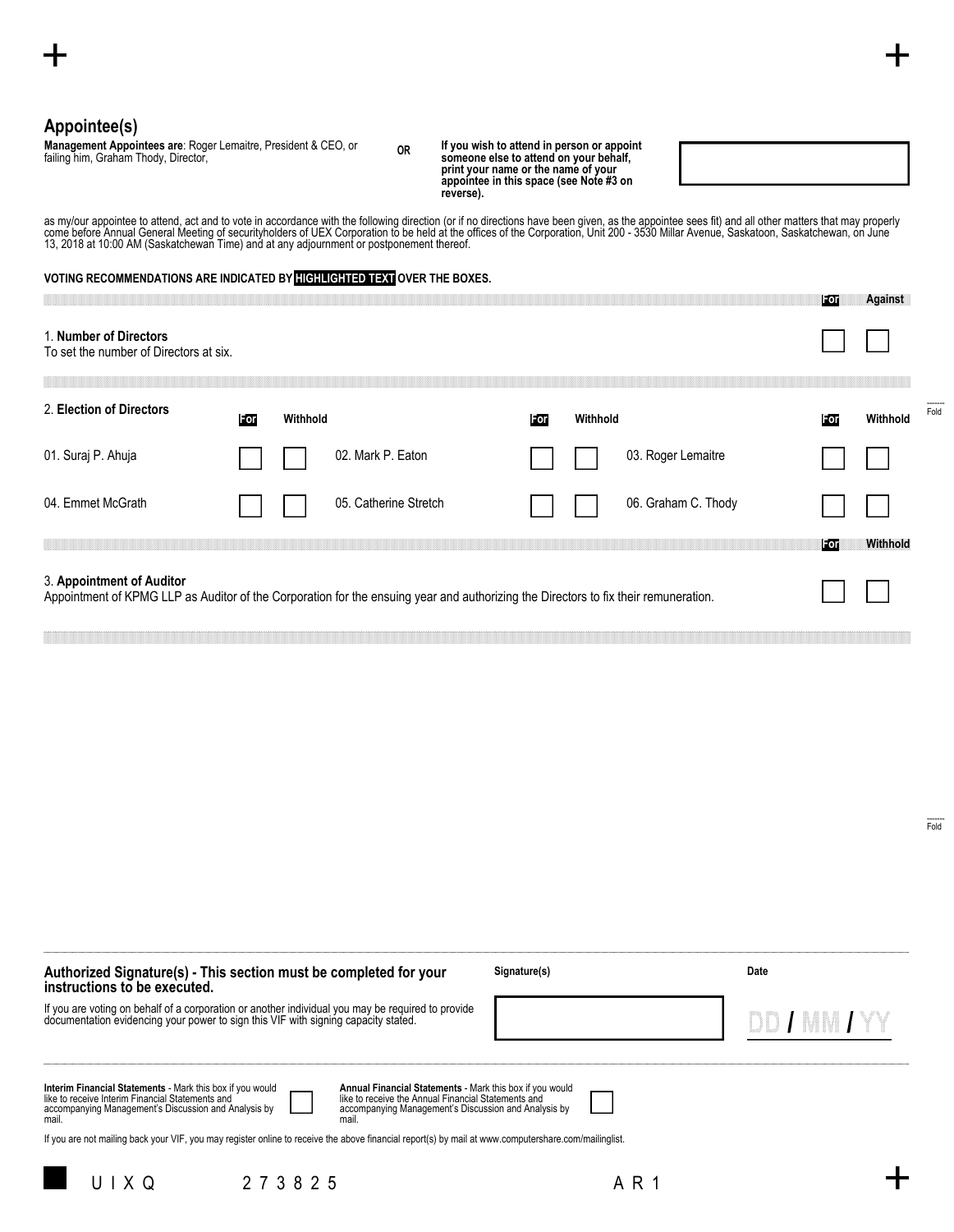## Appointee(s)

**Management Appointees are**: Roger Lemaitre, President & CEO, or failing him, Graham Thody, Director,

**OR**

**If you wish to attend in person or appoint someone else to attend on your behalf, print your name or the name of your appointee in this space (see Note #3 on reverse).**

as my/our appointee to attend, act and to vote in accordance with the following direction (or if no directions have been given, as the appointee sees fit) and all other matters that may properly come before Annual General Meeting of securityholders of UEX Corporation to be held at the offices of the Corporation, Unit 200 - 3530 Millar Avenue, Saskatoon, Saskatchewan, on June 13, 2018 at 10:00 AM (Saskatchewan Time) and at any adjournment or postponement thereof.

**VOTING RECOMMENDATIONS ARE INDICATED BY HIGHLIGHTED TEXT OVER THE BOXES.**

| | For | Against |
|---|---|---|
| 1. **Number of Directors**<br>To set the number of Directors at six. | ☐ | ☐ |

2. **Election of Directors**

| | For | Withhold | | For | Withhold | | For | Withhold |
|---|---|---|---|---|---|---|---|---|
| 01. Suraj P. Ahuja | ☐ | ☐ | 02. Mark P. Eaton | ☐ | ☐ | 03. Roger Lemaitre | ☐ | ☐ |
| 04. Emmet McGrath | ☐ | ☐ | 05. Catherine Stretch | ☐ | ☐ | 06. Graham C. Thody | ☐ | ☐ |

| | For | Withhold |
|---|---|---|
| 3. **Appointment of Auditor**<br>Appointment of KPMG LLP as Auditor of the Corporation for the ensuing year and authorizing the Directors to fix their remuneration. | ☐ | ☐ |

**Authorized Signature(s) - This section must be completed for your instructions to be executed.**

If you are voting on behalf of a corporation or another individual you may be required to provide documentation evidencing your power to sign this VIF with signing capacity stated.

**Signature(s)**

**Date**

DD / MM / YY

**Interim Financial Statements** - Mark this box if you would like to receive Interim Financial Statements and accompanying Management's Discussion and Analysis by mail. ☐

**Annual Financial Statements** - Mark this box if you would like to receive the Annual Financial Statements and accompanying Management's Discussion and Analysis by mail. ☐

If you are not mailing back your VIF, you may register online to receive the above financial report(s) by mail at www.computershare.com/mailinglist.

U I X Q 2 7 3 8 2 5 A R 1